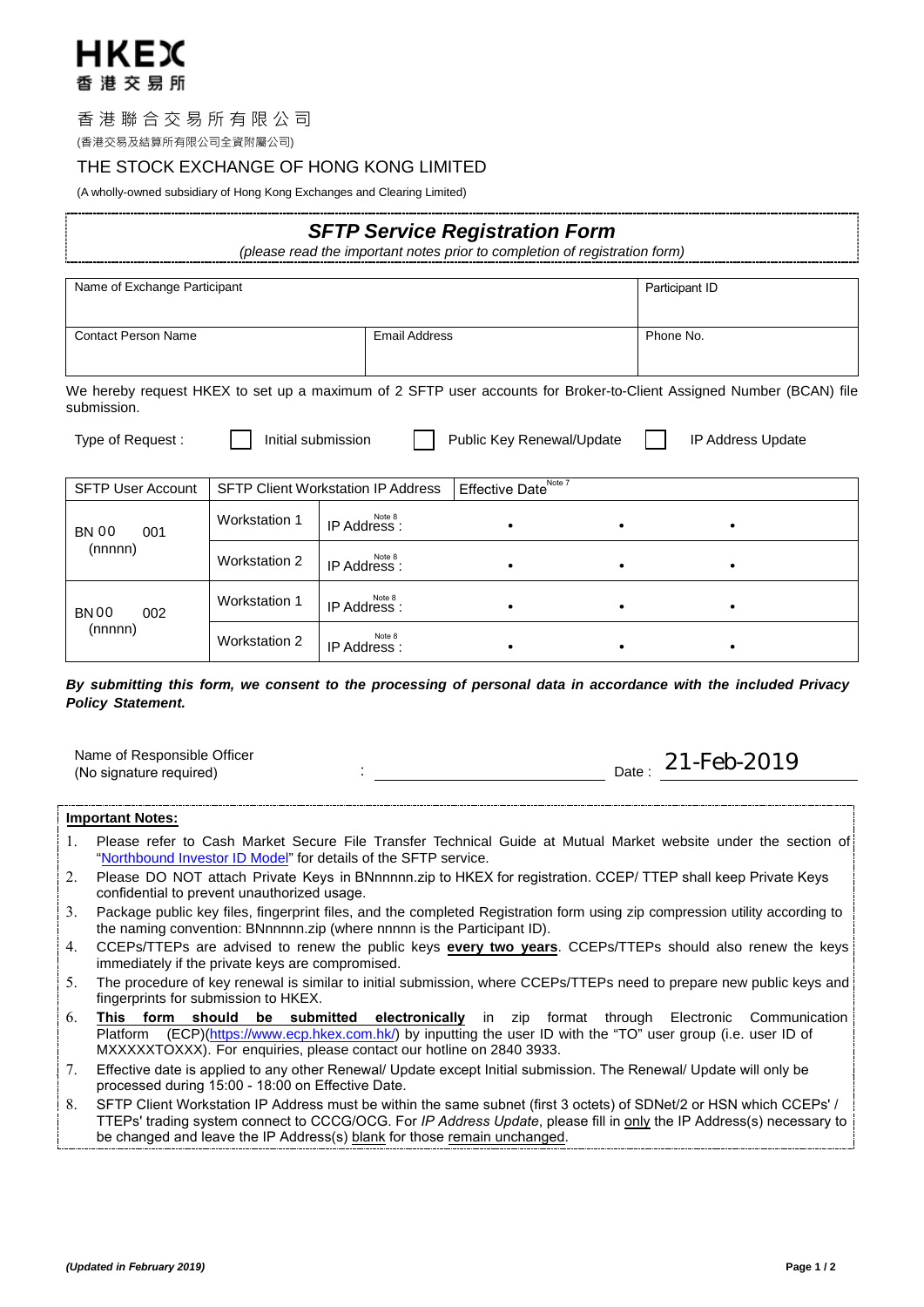# HKEX
香港交易所

香港聯合交易所有限公司

(香港交易及結算所有限公司全資附屬公司)

THE STOCK EXCHANGE OF HONG KONG LIMITED

(A wholly-owned subsidiary of Hong Kong Exchanges and Clearing Limited)

## SFTP Service Registration Form

*(please read the important notes prior to completion of registration form)*

| Name of Exchange Participant | | Participant ID |
|---|---|---|
| | | |
| **Contact Person Name** | **Email Address** | **Phone No.** |
| | | |

We hereby request HKEX to set up a maximum of 2 SFTP user accounts for Broker-to-Client Assigned Number (BCAN) file submission.

Type of Request : ☐ Initial submission ☐ Public Key Renewal/Update ☐ IP Address Update

| SFTP User Account | SFTP Client Workstation IP Address | | Effective Date[Note 7] |
|---|---|---|---|
| BN 00 (nnnnn) 001 | Workstation 1 | IP Address[Note 8] : | • • • |
| | Workstation 2 | IP Address[Note 8] : | • • • |
| BN 00 (nnnnn) 002 | Workstation 1 | IP Address[Note 8] : | • • • |
| | Workstation 2 | IP Address[Note 8] : | • • • |

***By submitting this form, we consent to the processing of personal data in accordance with the included Privacy Policy Statement.***

Name of Responsible Officer
(No signature required) : ______________________ Date : 21-Feb-2019

**Important Notes:**

1. Please refer to Cash Market Secure File Transfer Technical Guide at Mutual Market website under the section of "Northbound Investor ID Model" for details of the SFTP service.
2. Please DO NOT attach Private Keys in BNnnnnn.zip to HKEX for registration. CCEP/ TTEP shall keep Private Keys confidential to prevent unauthorized usage.
3. Package public key files, fingerprint files, and the completed Registration form using zip compression utility according to the naming convention: BNnnnnn.zip (where nnnnn is the Participant ID).
4. CCEPs/TTEPs are advised to renew the public keys **every two years**. CCEPs/TTEPs should also renew the keys immediately if the private keys are compromised.
5. The procedure of key renewal is similar to initial submission, where CCEPs/TTEPs need to prepare new public keys and fingerprints for submission to HKEX.
6. **This form should be submitted electronically** in zip format through Electronic Communication Platform (ECP)(https://www.ecp.hkex.com.hk/) by inputting the user ID with the "TO" user group (i.e. user ID of MXXXXXTOXXX). For enquiries, please contact our hotline on 2840 3933.
7. Effective date is applied to any other Renewal/ Update except Initial submission. The Renewal/ Update will only be processed during 15:00 - 18:00 on Effective Date.
8. SFTP Client Workstation IP Address must be within the same subnet (first 3 octets) of SDNet/2 or HSN which CCEPs' / TTEPs' trading system connect to CCCG/OCG. For *IP Address Update*, please fill in only the IP Address(s) necessary to be changed and leave the IP Address(s) blank for those remain unchanged.

*(Updated in February 2019)*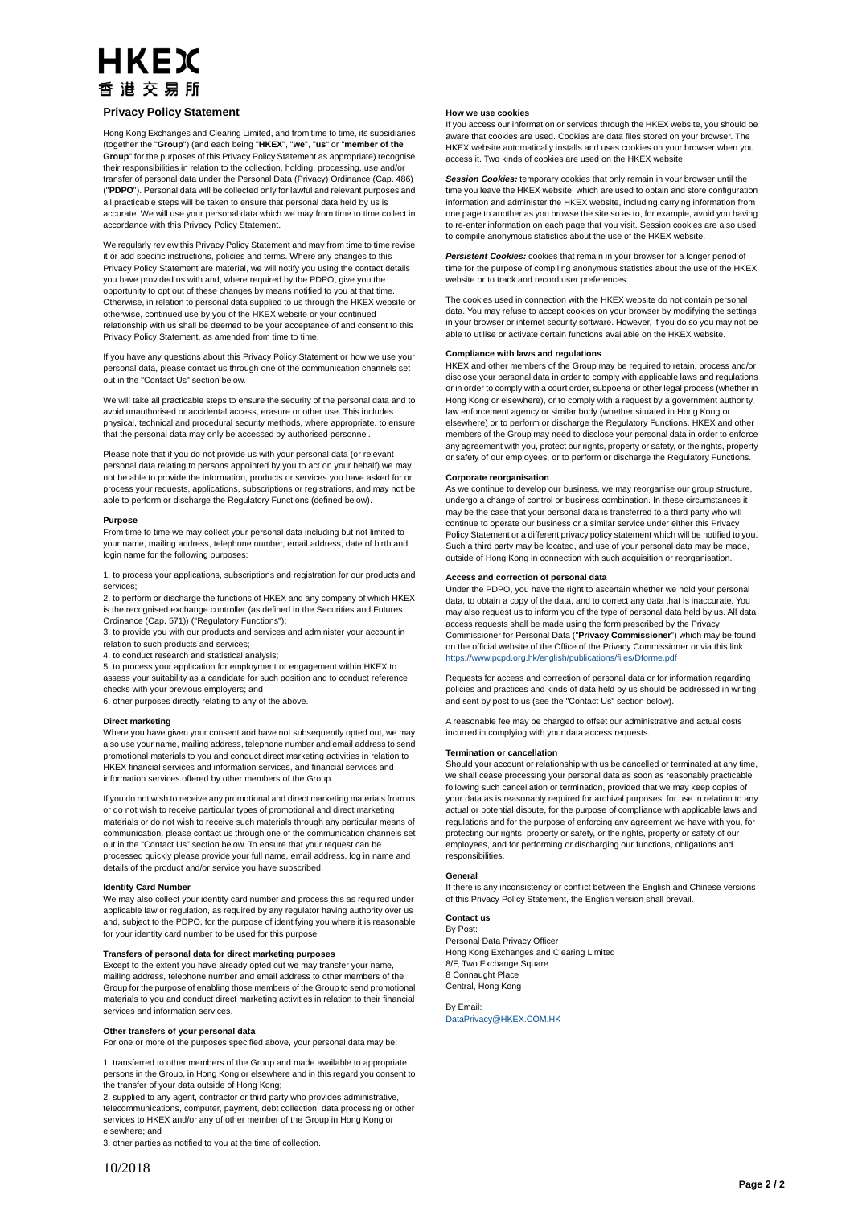HKEX
香港交易所

# Privacy Policy Statement

Hong Kong Exchanges and Clearing Limited, and from time to time, its subsidiaries (together the "**Group**") (and each being "**HKEX**", "**we**", "**us**" or "**member of the Group**" for the purposes of this Privacy Policy Statement as appropriate) recognise their responsibilities in relation to the collection, holding, processing, use and/or transfer of personal data under the Personal Data (Privacy) Ordinance (Cap. 486) ("**PDPO**"). Personal data will be collected only for lawful and relevant purposes and all practicable steps will be taken to ensure that personal data held by us is accurate. We will use your personal data which we may from time to time collect in accordance with this Privacy Policy Statement.

We regularly review this Privacy Policy Statement and may from time to time revise it or add specific instructions, policies and terms. Where any changes to this Privacy Policy Statement are material, we will notify you using the contact details you have provided us with and, where required by the PDPO, give you the opportunity to opt out of these changes by means notified to you at that time. Otherwise, in relation to personal data supplied to us through the HKEX website or otherwise, continued use by you of the HKEX website or your continued relationship with us shall be deemed to be your acceptance of and consent to this Privacy Policy Statement, as amended from time to time.

If you have any questions about this Privacy Policy Statement or how we use your personal data, please contact us through one of the communication channels set out in the "Contact Us" section below.

We will take all practicable steps to ensure the security of the personal data and to avoid unauthorised or accidental access, erasure or other use. This includes physical, technical and procedural security methods, where appropriate, to ensure that the personal data may only be accessed by authorised personnel.

Please note that if you do not provide us with your personal data (or relevant personal data relating to persons appointed by you to act on your behalf) we may not be able to provide the information, products or services you have asked for or process your requests, applications, subscriptions or registrations, and may not be able to perform or discharge the Regulatory Functions (defined below).

### Purpose

From time to time we may collect your personal data including but not limited to your name, mailing address, telephone number, email address, date of birth and login name for the following purposes:

1. to process your applications, subscriptions and registration for our products and services;
2. to perform or discharge the functions of HKEX and any company of which HKEX is the recognised exchange controller (as defined in the Securities and Futures Ordinance (Cap. 571)) ("Regulatory Functions");
3. to provide you with our products and services and administer your account in relation to such products and services;
4. to conduct research and statistical analysis;
5. to process your application for employment or engagement within HKEX to assess your suitability as a candidate for such position and to conduct reference checks with your previous employers; and
6. other purposes directly relating to any of the above.

### Direct marketing

Where you have given your consent and have not subsequently opted out, we may also use your name, mailing address, telephone number and email address to send promotional materials to you and conduct direct marketing activities in relation to HKEX financial services and information services, and financial services and information services offered by other members of the Group.

If you do not wish to receive any promotional and direct marketing materials from us or do not wish to receive particular types of promotional and direct marketing materials or do not wish to receive such materials through any particular means of communication, please contact us through one of the communication channels set out in the "Contact Us" section below. To ensure that your request can be processed quickly please provide your full name, email address, log in name and details of the product and/or service you have subscribed.

### Identity Card Number

We may also collect your identity card number and process this as required under applicable law or regulation, as required by any regulator having authority over us and, subject to the PDPO, for the purpose of identifying you where it is reasonable for your identity card number to be used for this purpose.

### Transfers of personal data for direct marketing purposes

Except to the extent you have already opted out we may transfer your name, mailing address, telephone number and email address to other members of the Group for the purpose of enabling those members of the Group to send promotional materials to you and conduct direct marketing activities in relation to their financial services and information services.

### Other transfers of your personal data

For one or more of the purposes specified above, your personal data may be:

1. transferred to other members of the Group and made available to appropriate persons in the Group, in Hong Kong or elsewhere and in this regard you consent to the transfer of your data outside of Hong Kong;
2. supplied to any agent, contractor or third party who provides administrative, telecommunications, computer, payment, debt collection, data processing or other services to HKEX and/or any of other member of the Group in Hong Kong or elsewhere; and
3. other parties as notified to you at the time of collection.

### How we use cookies

If you access our information or services through the HKEX website, you should be aware that cookies are used. Cookies are data files stored on your browser. The HKEX website automatically installs and uses cookies on your browser when you access it. Two kinds of cookies are used on the HKEX website:

***Session Cookies:*** temporary cookies that only remain in your browser until the time you leave the HKEX website, which are used to obtain and store configuration information and administer the HKEX website, including carrying information from one page to another as you browse the site so as to, for example, avoid you having to re-enter information on each page that you visit. Session cookies are also used to compile anonymous statistics about the use of the HKEX website.

***Persistent Cookies:*** cookies that remain in your browser for a longer period of time for the purpose of compiling anonymous statistics about the use of the HKEX website or to track and record user preferences.

The cookies used in connection with the HKEX website do not contain personal data. You may refuse to accept cookies on your browser by modifying the settings in your browser or internet security software. However, if you do so you may not be able to utilise or activate certain functions available on the HKEX website.

### Compliance with laws and regulations

HKEX and other members of the Group may be required to retain, process and/or disclose your personal data in order to comply with applicable laws and regulations or in order to comply with a court order, subpoena or other legal process (whether in Hong Kong or elsewhere), or to comply with a request by a government authority, law enforcement agency or similar body (whether situated in Hong Kong or elsewhere) or to perform or discharge the Regulatory Functions. HKEX and other members of the Group may need to disclose your personal data in order to enforce any agreement with you, protect our rights, property or safety, or the rights, property or safety of our employees, or to perform or discharge the Regulatory Functions.

### Corporate reorganisation

As we continue to develop our business, we may reorganise our group structure, undergo a change of control or business combination. In these circumstances it may be the case that your personal data is transferred to a third party who will continue to operate our business or a similar service under either this Privacy Policy Statement or a different privacy policy statement which will be notified to you. Such a third party may be located, and use of your personal data may be made, outside of Hong Kong in connection with such acquisition or reorganisation.

### Access and correction of personal data

Under the PDPO, you have the right to ascertain whether we hold your personal data, to obtain a copy of the data, and to correct any data that is inaccurate. You may also request us to inform you of the type of personal data held by us. All data access requests shall be made using the form prescribed by the Privacy Commissioner for Personal Data ("**Privacy Commissioner**") which may be found on the official website of the Office of the Privacy Commissioner or via this link https://www.pcpd.org.hk/english/publications/files/Dforme.pdf

Requests for access and correction of personal data or for information regarding policies and practices and kinds of data held by us should be addressed in writing and sent by post to us (see the "Contact Us" section below).

A reasonable fee may be charged to offset our administrative and actual costs incurred in complying with your data access requests.

### Termination or cancellation

Should your account or relationship with us be cancelled or terminated at any time, we shall cease processing your personal data as soon as reasonably practicable following such cancellation or termination, provided that we may keep copies of your data as is reasonably required for archival purposes, for use in relation to any actual or potential dispute, for the purpose of compliance with applicable laws and regulations and for the purpose of enforcing any agreement we have with you, for protecting our rights, property or safety, or the rights, property or safety of our employees, and for performing or discharging our functions, obligations and responsibilities.

### General

If there is any inconsistency or conflict between the English and Chinese versions of this Privacy Policy Statement, the English version shall prevail.

### Contact us

By Post:
Personal Data Privacy Officer
Hong Kong Exchanges and Clearing Limited
8/F, Two Exchange Square
8 Connaught Place
Central, Hong Kong

By Email:
DataPrivacy@HKEX.COM.HK

10/2018